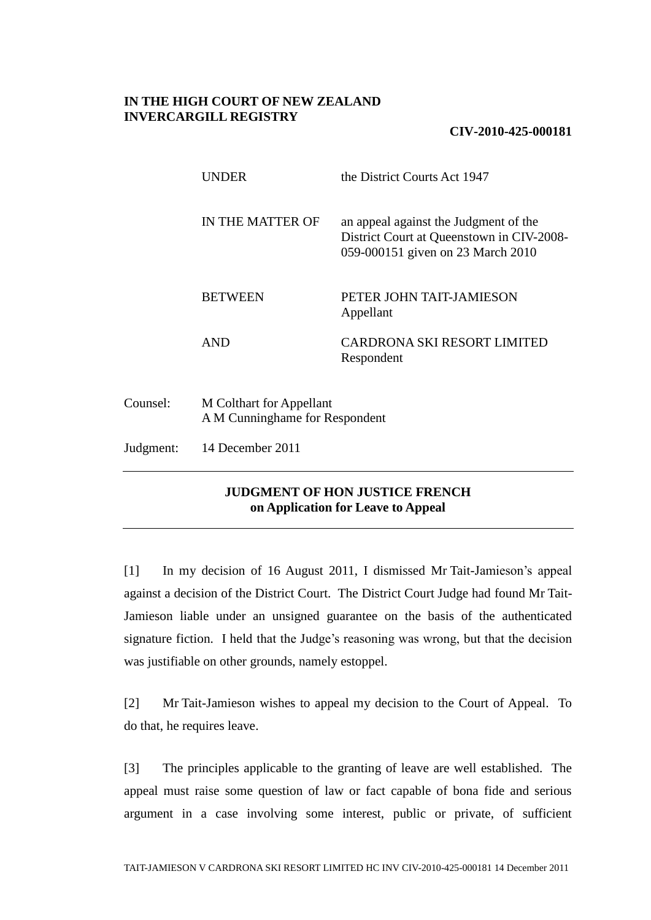**IN THE HIGH COURT OF NEW ZEALAND**
**INVERCARGILL REGISTRY**

**CIV-2010-425-000181**

| | |
|---|---|
| UNDER | the District Courts Act 1947 |
| IN THE MATTER OF | an appeal against the Judgment of the District Court at Queenstown in CIV-2008-059-000151 given on 23 March 2010 |
| BETWEEN | PETER JOHN TAIT-JAMIESON<br>Appellant |
| AND | CARDRONA SKI RESORT LIMITED<br>Respondent |

Counsel: M Colthart for Appellant
A M Cunninghame for Respondent

Judgment: 14 December 2011

---

**JUDGMENT OF HON JUSTICE FRENCH**
**on Application for Leave to Appeal**

---

[1] In my decision of 16 August 2011, I dismissed Mr Tait-Jamieson's appeal against a decision of the District Court. The District Court Judge had found Mr Tait-Jamieson liable under an unsigned guarantee on the basis of the authenticated signature fiction. I held that the Judge's reasoning was wrong, but that the decision was justifiable on other grounds, namely estoppel.

[2] Mr Tait-Jamieson wishes to appeal my decision to the Court of Appeal. To do that, he requires leave.

[3] The principles applicable to the granting of leave are well established. The appeal must raise some question of law or fact capable of bona fide and serious argument in a case involving some interest, public or private, of sufficient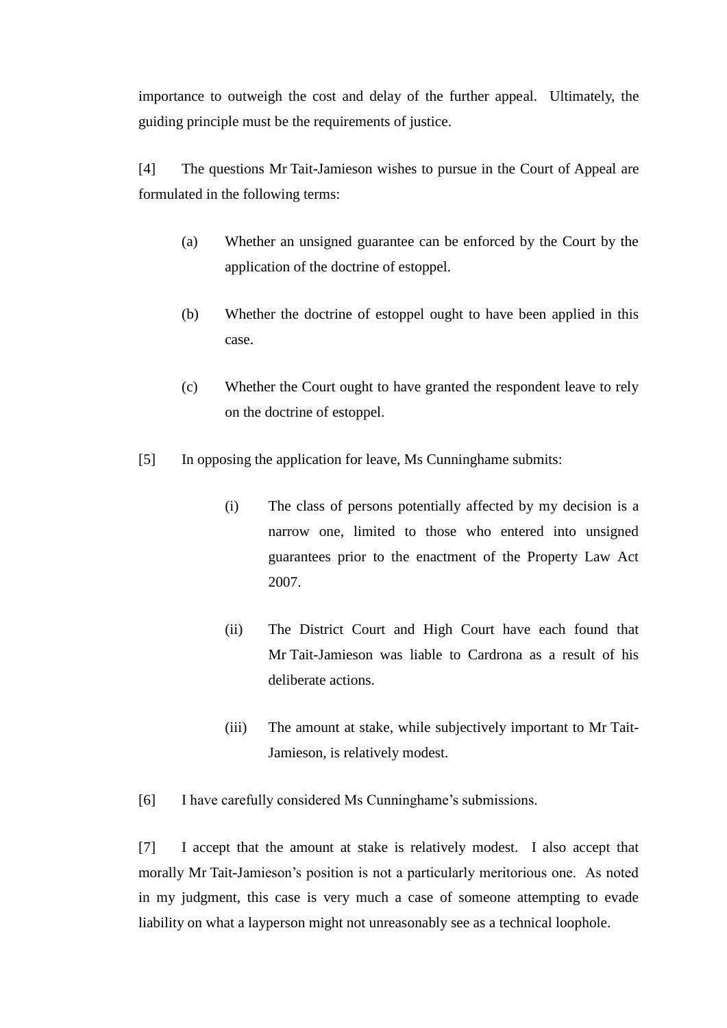importance to outweigh the cost and delay of the further appeal. Ultimately, the guiding principle must be the requirements of justice.

[4] The questions Mr Tait-Jamieson wishes to pursue in the Court of Appeal are formulated in the following terms:

> (a) Whether an unsigned guarantee can be enforced by the Court by the application of the doctrine of estoppel.
>
> (b) Whether the doctrine of estoppel ought to have been applied in this case.
>
> (c) Whether the Court ought to have granted the respondent leave to rely on the doctrine of estoppel.

[5] In opposing the application for leave, Ms Cunninghame submits:

> (i) The class of persons potentially affected by my decision is a narrow one, limited to those who entered into unsigned guarantees prior to the enactment of the Property Law Act 2007.
>
> (ii) The District Court and High Court have each found that Mr Tait-Jamieson was liable to Cardrona as a result of his deliberate actions.
>
> (iii) The amount at stake, while subjectively important to Mr Tait-Jamieson, is relatively modest.

[6] I have carefully considered Ms Cunninghame's submissions.

[7] I accept that the amount at stake is relatively modest. I also accept that morally Mr Tait-Jamieson's position is not a particularly meritorious one. As noted in my judgment, this case is very much a case of someone attempting to evade liability on what a layperson might not unreasonably see as a technical loophole.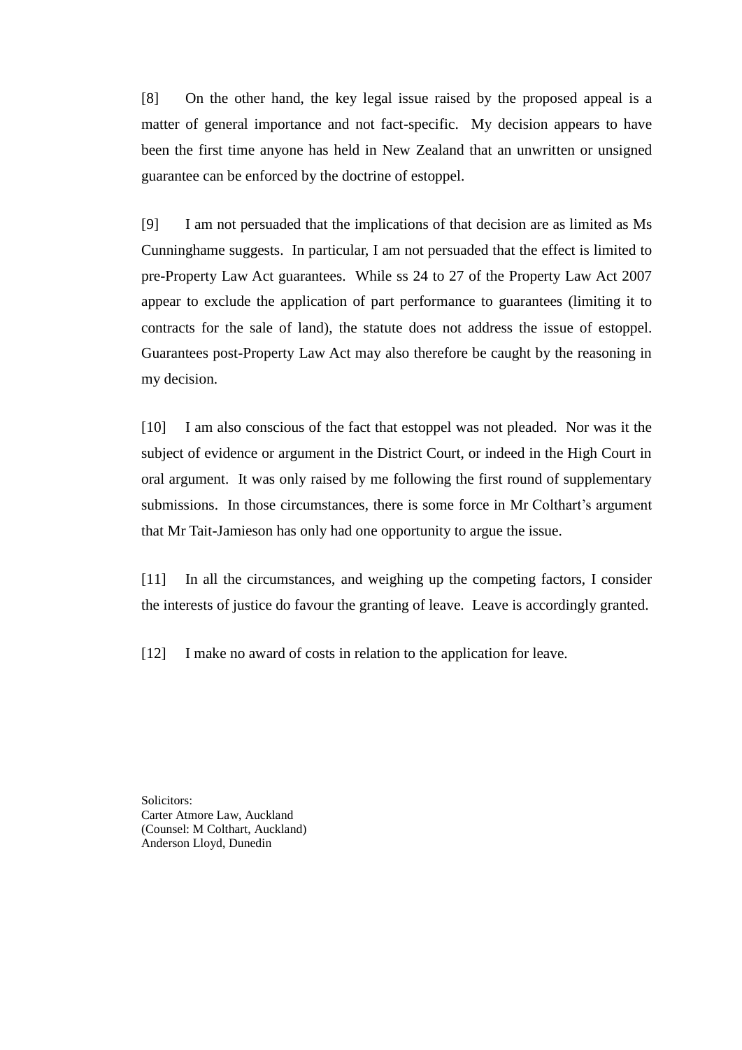[8] On the other hand, the key legal issue raised by the proposed appeal is a matter of general importance and not fact-specific. My decision appears to have been the first time anyone has held in New Zealand that an unwritten or unsigned guarantee can be enforced by the doctrine of estoppel.

[9] I am not persuaded that the implications of that decision are as limited as Ms Cunninghame suggests. In particular, I am not persuaded that the effect is limited to pre-Property Law Act guarantees. While ss 24 to 27 of the Property Law Act 2007 appear to exclude the application of part performance to guarantees (limiting it to contracts for the sale of land), the statute does not address the issue of estoppel. Guarantees post-Property Law Act may also therefore be caught by the reasoning in my decision.

[10] I am also conscious of the fact that estoppel was not pleaded. Nor was it the subject of evidence or argument in the District Court, or indeed in the High Court in oral argument. It was only raised by me following the first round of supplementary submissions. In those circumstances, there is some force in Mr Colthart's argument that Mr Tait-Jamieson has only had one opportunity to argue the issue.

[11] In all the circumstances, and weighing up the competing factors, I consider the interests of justice do favour the granting of leave. Leave is accordingly granted.

[12] I make no award of costs in relation to the application for leave.

Solicitors:
Carter Atmore Law, Auckland
(Counsel: M Colthart, Auckland)
Anderson Lloyd, Dunedin